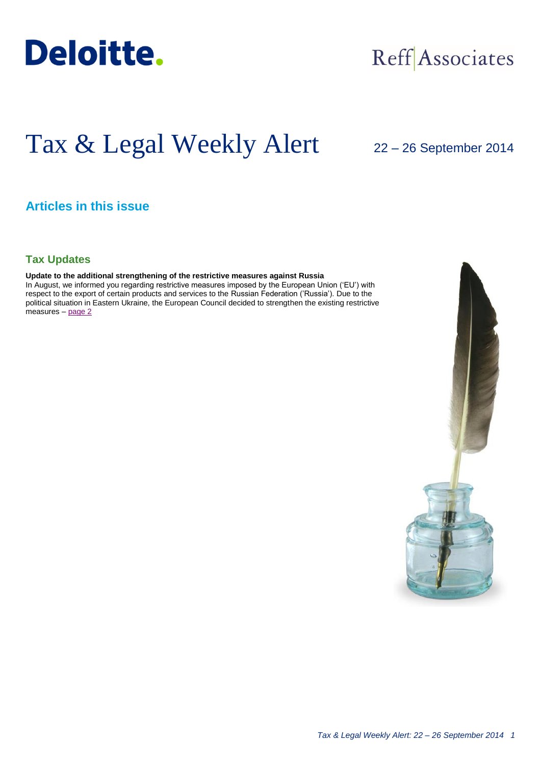Deloitte.

Reff Associates

# Tax & Legal Weekly Alert

22 – 26 September 2014

## Articles in this issue

### Tax Updates

**Update to the additional strengthening of the restrictive measures against Russia**
In August, we informed you regarding restrictive measures imposed by the European Union ('EU') with respect to the export of certain products and services to the Russian Federation ('Russia'). Due to the political situation in Eastern Ukraine, the European Council decided to strengthen the existing restrictive measures – page 2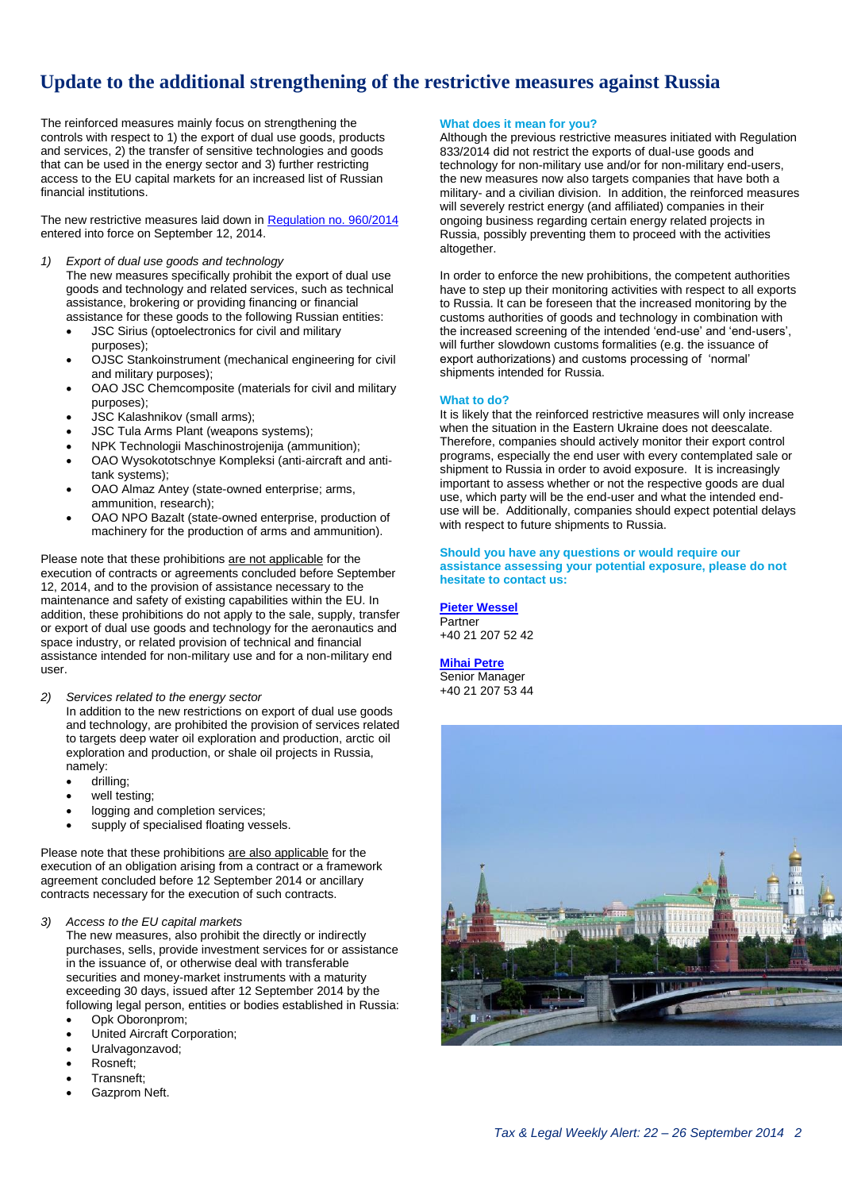# Update to the additional strengthening of the restrictive measures against Russia

The reinforced measures mainly focus on strengthening the controls with respect to 1) the export of dual use goods, products and services, 2) the transfer of sensitive technologies and goods that can be used in the energy sector and 3) further restricting access to the EU capital markets for an increased list of Russian financial institutions.

The new restrictive measures laid down in Regulation no. 960/2014 entered into force on September 12, 2014.

1) *Export of dual use goods and technology*

   The new measures specifically prohibit the export of dual use goods and technology and related services, such as technical assistance, brokering or providing financing or financial assistance for these goods to the following Russian entities:

   - JSC Sirius (optoelectronics for civil and military purposes);
   - OJSC Stankoinstrument (mechanical engineering for civil and military purposes);
   - OAO JSC Chemcomposite (materials for civil and military purposes);
   - JSC Kalashnikov (small arms);
   - JSC Tula Arms Plant (weapons systems);
   - NPK Technologii Maschinostrojenija (ammunition);
   - OAO Wysokototschnye Kompleksi (anti-aircraft and anti-tank systems);
   - OAO Almaz Antey (state-owned enterprise; arms, ammunition, research);
   - OAO NPO Bazalt (state-owned enterprise, production of machinery for the production of arms and ammunition).

Please note that these prohibitions are not applicable for the execution of contracts or agreements concluded before September 12, 2014, and to the provision of assistance necessary to the maintenance and safety of existing capabilities within the EU. In addition, these prohibitions do not apply to the sale, supply, transfer or export of dual use goods and technology for the aeronautics and space industry, or related provision of technical and financial assistance intended for non-military use and for a non-military end user.

2) *Services related to the energy sector*

   In addition to the new restrictions on export of dual use goods and technology, are prohibited the provision of services related to targets deep water oil exploration and production, arctic oil exploration and production, or shale oil projects in Russia, namely:

   - drilling;
   - well testing;
   - logging and completion services;
   - supply of specialised floating vessels.

Please note that these prohibitions are also applicable for the execution of an obligation arising from a contract or a framework agreement concluded before 12 September 2014 or ancillary contracts necessary for the execution of such contracts.

3) *Access to the EU capital markets*

   The new measures, also prohibit the directly or indirectly purchases, sells, provide investment services for or assistance in the issuance of, or otherwise deal with transferable securities and money-market instruments with a maturity exceeding 30 days, issued after 12 September 2014 by the following legal person, entities or bodies established in Russia:

   - Opk Oboronprom;
   - United Aircraft Corporation;
   - Uralvagonzavod;
   - Rosneft;
   - Transneft;
   - Gazprom Neft.

### What does it mean for you?

Although the previous restrictive measures initiated with Regulation 833/2014 did not restrict the exports of dual-use goods and technology for non-military use and/or for non-military end-users, the new measures now also targets companies that have both a military- and a civilian division. In addition, the reinforced measures will severely restrict energy (and affiliated) companies in their ongoing business regarding certain energy related projects in Russia, possibly preventing them to proceed with the activities altogether.

In order to enforce the new prohibitions, the competent authorities have to step up their monitoring activities with respect to all exports to Russia. It can be foreseen that the increased monitoring by the customs authorities of goods and technology in combination with the increased screening of the intended 'end-use' and 'end-users', will further slowdown customs formalities (e.g. the issuance of export authorizations) and customs processing of 'normal' shipments intended for Russia.

### What to do?

It is likely that the reinforced restrictive measures will only increase when the situation in the Eastern Ukraine does not deescalate. Therefore, companies should actively monitor their export control programs, especially the end user with every contemplated sale or shipment to Russia in order to avoid exposure. It is increasingly important to assess whether or not the respective goods are dual use, which party will be the end-user and what the intended end-use will be. Additionally, companies should expect potential delays with respect to future shipments to Russia.

**Should you have any questions or would require our assistance assessing your potential exposure, please do not hesitate to contact us:**

**Pieter Wessel**
Partner
+40 21 207 52 42

**Mihai Petre**
Senior Manager
+40 21 207 53 44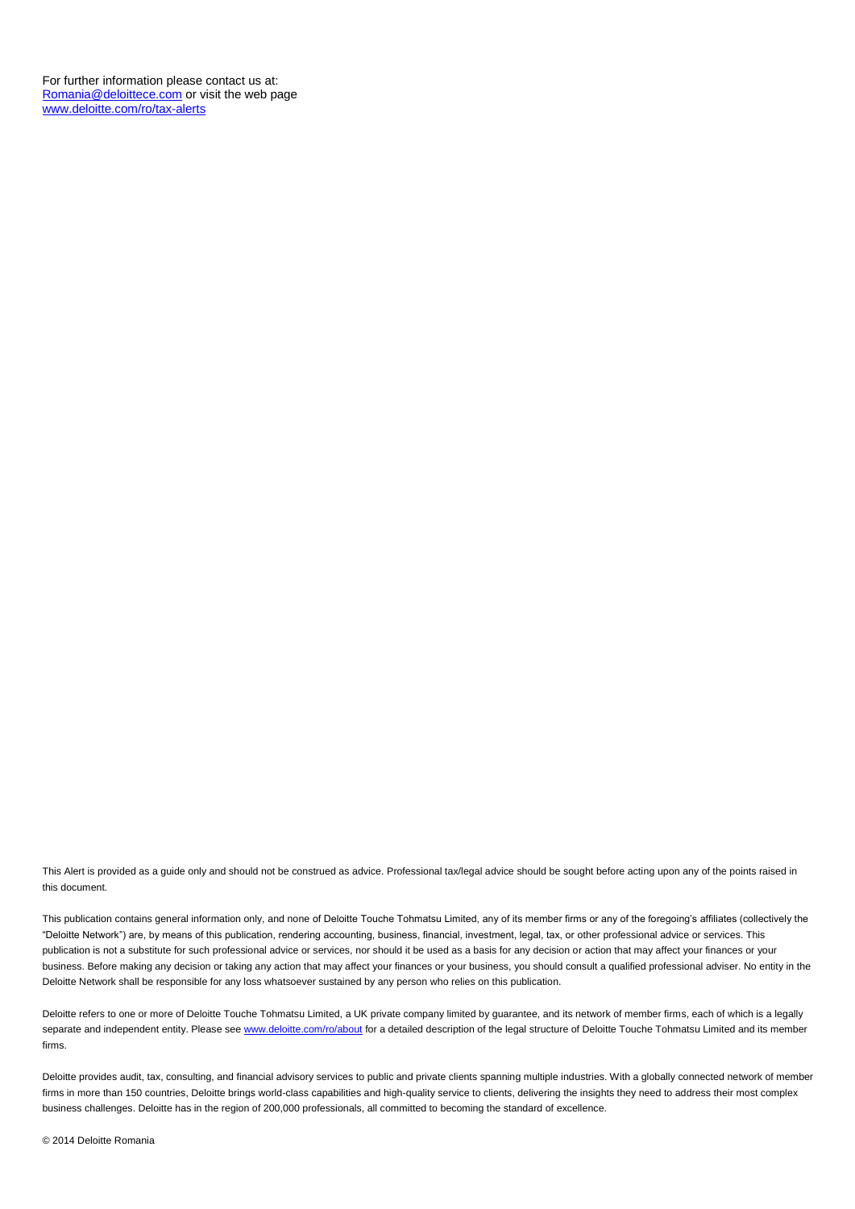For further information please contact us at:
[Romania@deloittece.com](mailto:Romania@deloittece.com) or visit the web page
[www.deloitte.com/ro/tax-alerts](http://www.deloitte.com/ro/tax-alerts)

This Alert is provided as a guide only and should not be construed as advice. Professional tax/legal advice should be sought before acting upon any of the points raised in this document.

This publication contains general information only, and none of Deloitte Touche Tohmatsu Limited, any of its member firms or any of the foregoing's affiliates (collectively the "Deloitte Network") are, by means of this publication, rendering accounting, business, financial, investment, legal, tax, or other professional advice or services. This publication is not a substitute for such professional advice or services, nor should it be used as a basis for any decision or action that may affect your finances or your business. Before making any decision or taking any action that may affect your finances or your business, you should consult a qualified professional adviser. No entity in the Deloitte Network shall be responsible for any loss whatsoever sustained by any person who relies on this publication.

Deloitte refers to one or more of Deloitte Touche Tohmatsu Limited, a UK private company limited by guarantee, and its network of member firms, each of which is a legally separate and independent entity. Please see [www.deloitte.com/ro/about](http://www.deloitte.com/ro/about) for a detailed description of the legal structure of Deloitte Touche Tohmatsu Limited and its member firms.

Deloitte provides audit, tax, consulting, and financial advisory services to public and private clients spanning multiple industries. With a globally connected network of member firms in more than 150 countries, Deloitte brings world-class capabilities and high-quality service to clients, delivering the insights they need to address their most complex business challenges. Deloitte has in the region of 200,000 professionals, all committed to becoming the standard of excellence.

© 2014 Deloitte Romania